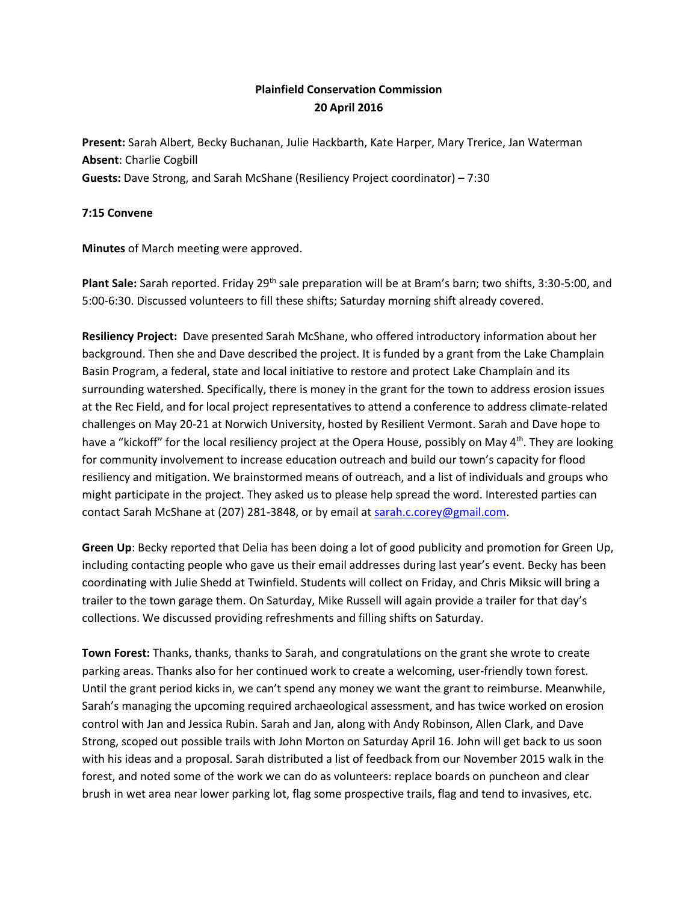**Plainfield Conservation Commission**
**20 April 2016**

**Present:** Sarah Albert, Becky Buchanan, Julie Hackbarth, Kate Harper, Mary Trerice, Jan Waterman
**Absent**: Charlie Cogbill
**Guests:** Dave Strong, and Sarah McShane (Resiliency Project coordinator) – 7:30

**7:15 Convene**

**Minutes** of March meeting were approved.

**Plant Sale:** Sarah reported. Friday 29th sale preparation will be at Bram's barn; two shifts, 3:30-5:00, and 5:00-6:30. Discussed volunteers to fill these shifts; Saturday morning shift already covered.

**Resiliency Project:** Dave presented Sarah McShane, who offered introductory information about her background. Then she and Dave described the project. It is funded by a grant from the Lake Champlain Basin Program, a federal, state and local initiative to restore and protect Lake Champlain and its surrounding watershed. Specifically, there is money in the grant for the town to address erosion issues at the Rec Field, and for local project representatives to attend a conference to address climate-related challenges on May 20-21 at Norwich University, hosted by Resilient Vermont. Sarah and Dave hope to have a "kickoff" for the local resiliency project at the Opera House, possibly on May 4th. They are looking for community involvement to increase education outreach and build our town's capacity for flood resiliency and mitigation. We brainstormed means of outreach, and a list of individuals and groups who might participate in the project. They asked us to please help spread the word. Interested parties can contact Sarah McShane at (207) 281-3848, or by email at sarah.c.corey@gmail.com.

**Green Up**: Becky reported that Delia has been doing a lot of good publicity and promotion for Green Up, including contacting people who gave us their email addresses during last year's event. Becky has been coordinating with Julie Shedd at Twinfield. Students will collect on Friday, and Chris Miksic will bring a trailer to the town garage them. On Saturday, Mike Russell will again provide a trailer for that day's collections. We discussed providing refreshments and filling shifts on Saturday.

**Town Forest:** Thanks, thanks, thanks to Sarah, and congratulations on the grant she wrote to create parking areas. Thanks also for her continued work to create a welcoming, user-friendly town forest. Until the grant period kicks in, we can't spend any money we want the grant to reimburse. Meanwhile, Sarah's managing the upcoming required archaeological assessment, and has twice worked on erosion control with Jan and Jessica Rubin. Sarah and Jan, along with Andy Robinson, Allen Clark, and Dave Strong, scoped out possible trails with John Morton on Saturday April 16. John will get back to us soon with his ideas and a proposal. Sarah distributed a list of feedback from our November 2015 walk in the forest, and noted some of the work we can do as volunteers: replace boards on puncheon and clear brush in wet area near lower parking lot, flag some prospective trails, flag and tend to invasives, etc.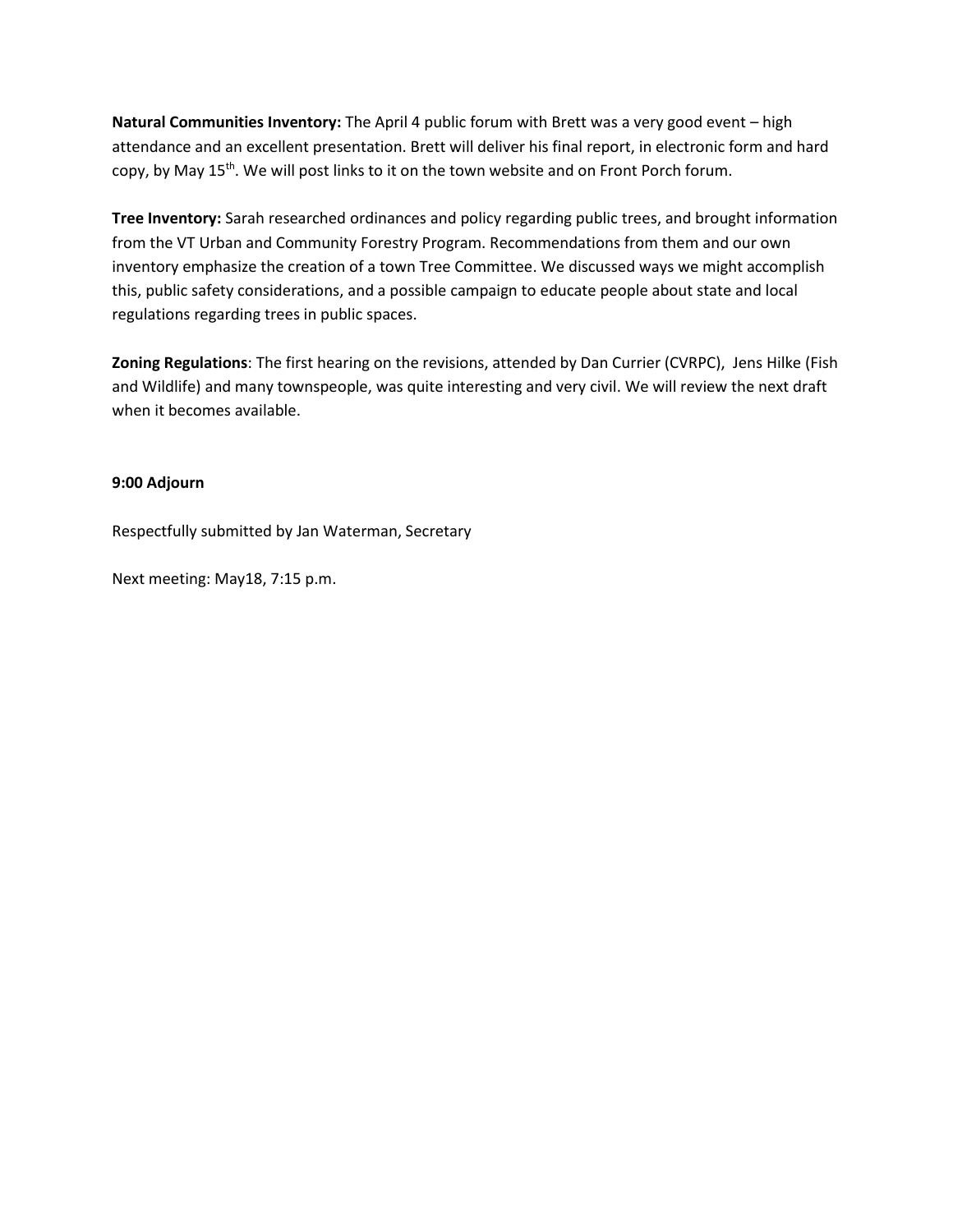**Natural Communities Inventory:** The April 4 public forum with Brett was a very good event – high attendance and an excellent presentation. Brett will deliver his final report, in electronic form and hard copy, by May 15th. We will post links to it on the town website and on Front Porch forum.

**Tree Inventory:** Sarah researched ordinances and policy regarding public trees, and brought information from the VT Urban and Community Forestry Program. Recommendations from them and our own inventory emphasize the creation of a town Tree Committee. We discussed ways we might accomplish this, public safety considerations, and a possible campaign to educate people about state and local regulations regarding trees in public spaces.

**Zoning Regulations**: The first hearing on the revisions, attended by Dan Currier (CVRPC), Jens Hilke (Fish and Wildlife) and many townspeople, was quite interesting and very civil. We will review the next draft when it becomes available.

**9:00 Adjourn**

Respectfully submitted by Jan Waterman, Secretary

Next meeting: May18, 7:15 p.m.